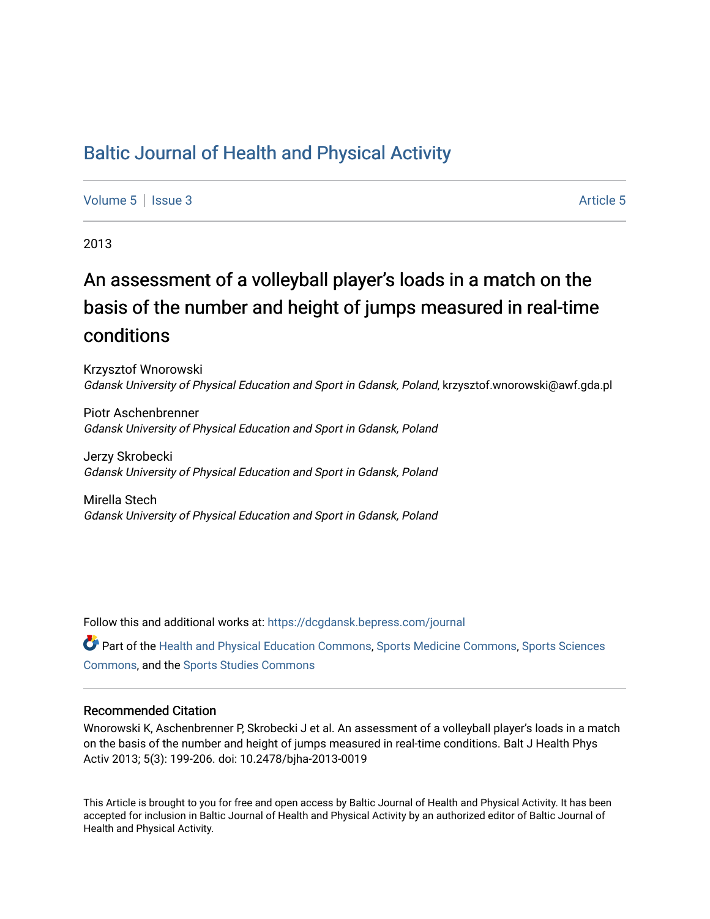# Baltic Journal of Health and Physical Activity

Volume 5 | Issue 3 Article 5

2013

## An assessment of a volleyball player's loads in a match on the basis of the number and height of jumps measured in real-time conditions

Krzysztof Wnorowski
*Gdansk University of Physical Education and Sport in Gdansk, Poland*, krzysztof.wnorowski@awf.gda.pl

Piotr Aschenbrenner
*Gdansk University of Physical Education and Sport in Gdansk, Poland*

Jerzy Skrobecki
*Gdansk University of Physical Education and Sport in Gdansk, Poland*

Mirella Stech
*Gdansk University of Physical Education and Sport in Gdansk, Poland*

Follow this and additional works at: https://dcgdansk.bepress.com/journal

Part of the Health and Physical Education Commons, Sports Medicine Commons, Sports Sciences Commons, and the Sports Studies Commons

### Recommended Citation

Wnorowski K, Aschenbrenner P, Skrobecki J et al. An assessment of a volleyball player's loads in a match on the basis of the number and height of jumps measured in real-time conditions. Balt J Health Phys Activ 2013; 5(3): 199-206. doi: 10.2478/bjha-2013-0019

This Article is brought to you for free and open access by Baltic Journal of Health and Physical Activity. It has been accepted for inclusion in Baltic Journal of Health and Physical Activity by an authorized editor of Baltic Journal of Health and Physical Activity.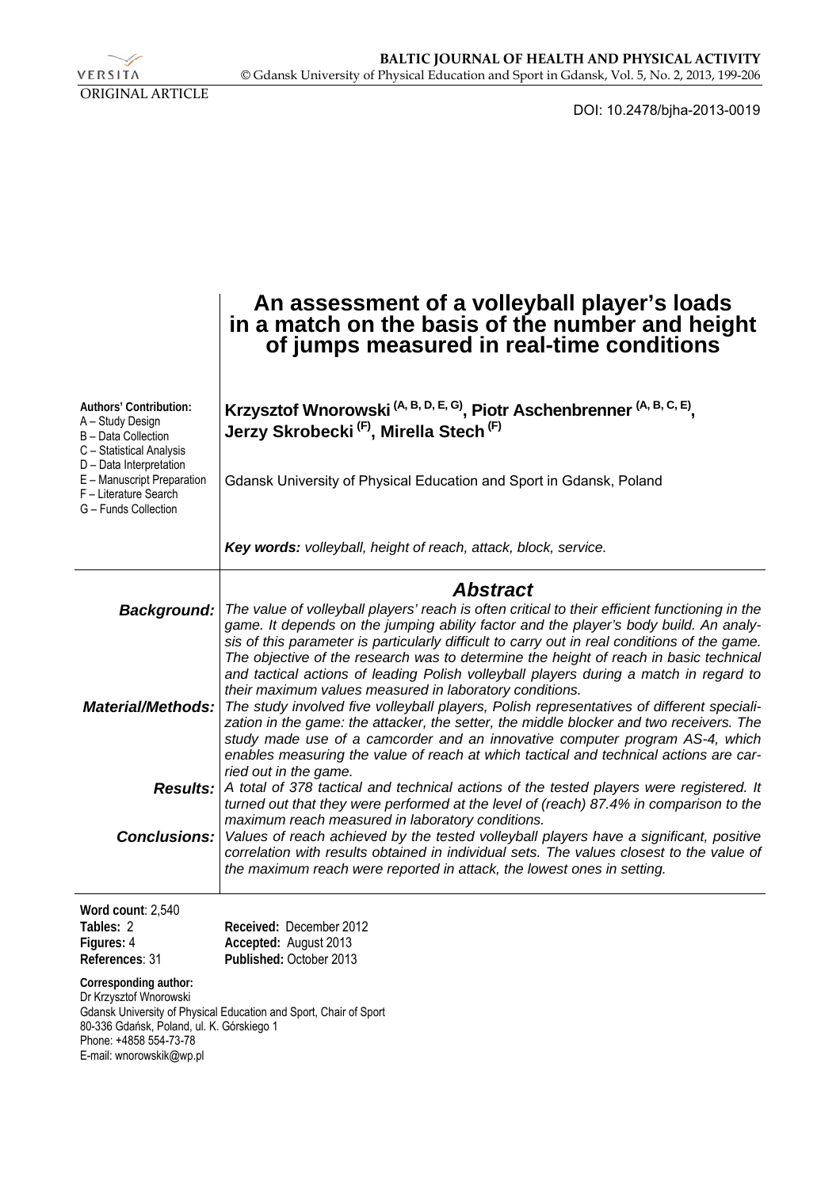ORIGINAL ARTICLE

DOI: 10.2478/bjha-2013-0019

# An assessment of a volleyball player's loads in a match on the basis of the number and height of jumps measured in real-time conditions

**Authors' Contribution:**
A – Study Design
B – Data Collection
C – Statistical Analysis
D – Data Interpretation
E – Manuscript Preparation
F – Literature Search
G – Funds Collection

**Krzysztof Wnorowski (A, B, D, E, G), Piotr Aschenbrenner (A, B, C, E), Jerzy Skrobecki (F), Mirella Stech (F)**

Gdansk University of Physical Education and Sport in Gdansk, Poland

***Key words:*** *volleyball, height of reach, attack, block, service.*

## Abstract

***Background:*** *The value of volleyball players' reach is often critical to their efficient functioning in the game. It depends on the jumping ability factor and the player's body build. An analysis of this parameter is particularly difficult to carry out in real conditions of the game. The objective of the research was to determine the height of reach in basic technical and tactical actions of leading Polish volleyball players during a match in regard to their maximum values measured in laboratory conditions.*

***Material/Methods:*** *The study involved five volleyball players, Polish representatives of different specialization in the game: the attacker, the setter, the middle blocker and two receivers. The study made use of a camcorder and an innovative computer program AS-4, which enables measuring the value of reach at which tactical and technical actions are carried out in the game.*

***Results:*** *A total of 378 tactical and technical actions of the tested players were registered. It turned out that they were performed at the level of (reach) 87.4% in comparison to the maximum reach measured in laboratory conditions.*

***Conclusions:*** *Values of reach achieved by the tested volleyball players have a significant, positive correlation with results obtained in individual sets. The values closest to the value of the maximum reach were reported in attack, the lowest ones in setting.*

**Word count**: 2,540
**Tables:** 2
**Figures:** 4
**References**: 31

**Received:** December 2012
**Accepted:** August 2013
**Published:** October 2013

**Corresponding author:**
Dr Krzysztof Wnorowski
Gdansk University of Physical Education and Sport, Chair of Sport
80-336 Gdańsk, Poland, ul. K. Górskiego 1
Phone: +4858 554-73-78
E-mail: wnorowskik@wp.pl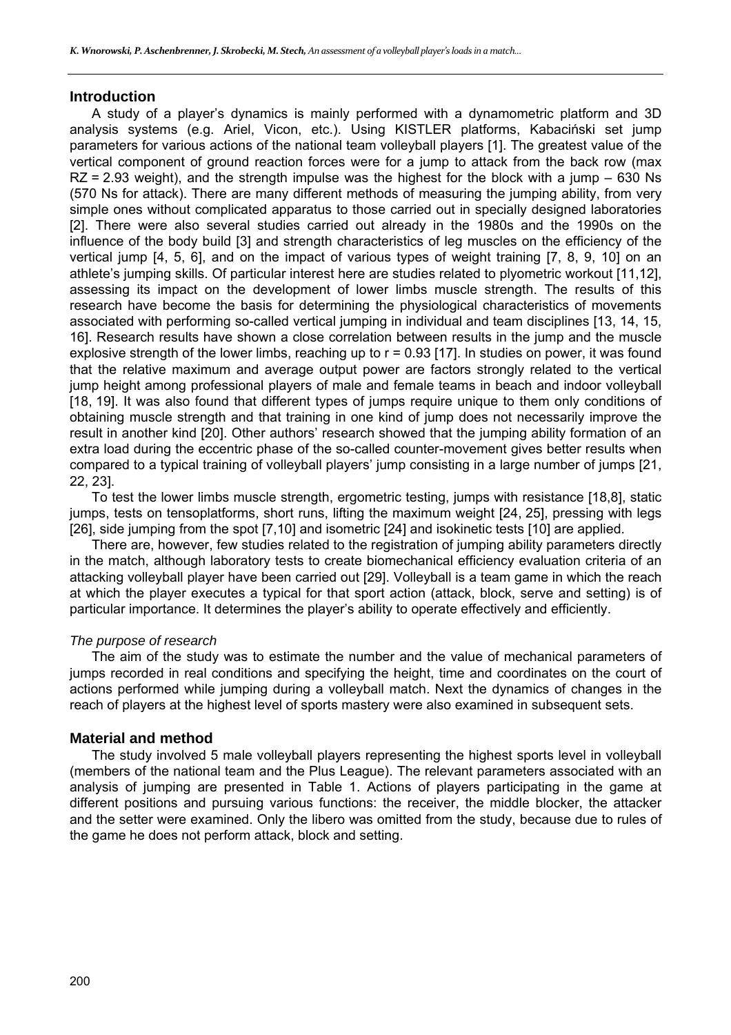## Introduction

A study of a player's dynamics is mainly performed with a dynamometric platform and 3D analysis systems (e.g. Ariel, Vicon, etc.). Using KISTLER platforms, Kabaciński set jump parameters for various actions of the national team volleyball players [1]. The greatest value of the vertical component of ground reaction forces were for a jump to attack from the back row (max RZ = 2.93 weight), and the strength impulse was the highest for the block with a jump – 630 Ns (570 Ns for attack). There are many different methods of measuring the jumping ability, from very simple ones without complicated apparatus to those carried out in specially designed laboratories [2]. There were also several studies carried out already in the 1980s and the 1990s on the influence of the body build [3] and strength characteristics of leg muscles on the efficiency of the vertical jump [4, 5, 6], and on the impact of various types of weight training [7, 8, 9, 10] on an athlete's jumping skills. Of particular interest here are studies related to plyometric workout [11,12], assessing its impact on the development of lower limbs muscle strength. The results of this research have become the basis for determining the physiological characteristics of movements associated with performing so-called vertical jumping in individual and team disciplines [13, 14, 15, 16]. Research results have shown a close correlation between results in the jump and the muscle explosive strength of the lower limbs, reaching up to $r = 0.93$ [17]. In studies on power, it was found that the relative maximum and average output power are factors strongly related to the vertical jump height among professional players of male and female teams in beach and indoor volleyball [18, 19]. It was also found that different types of jumps require unique to them only conditions of obtaining muscle strength and that training in one kind of jump does not necessarily improve the result in another kind [20]. Other authors' research showed that the jumping ability formation of an extra load during the eccentric phase of the so-called counter-movement gives better results when compared to a typical training of volleyball players' jump consisting in a large number of jumps [21, 22, 23].

To test the lower limbs muscle strength, ergometric testing, jumps with resistance [18,8], static jumps, tests on tensoplatforms, short runs, lifting the maximum weight [24, 25], pressing with legs [26], side jumping from the spot [7,10] and isometric [24] and isokinetic tests [10] are applied.

There are, however, few studies related to the registration of jumping ability parameters directly in the match, although laboratory tests to create biomechanical efficiency evaluation criteria of an attacking volleyball player have been carried out [29]. Volleyball is a team game in which the reach at which the player executes a typical for that sport action (attack, block, serve and setting) is of particular importance. It determines the player's ability to operate effectively and efficiently.

### *The purpose of research*

The aim of the study was to estimate the number and the value of mechanical parameters of jumps recorded in real conditions and specifying the height, time and coordinates on the court of actions performed while jumping during a volleyball match. Next the dynamics of changes in the reach of players at the highest level of sports mastery were also examined in subsequent sets.

## Material and method

The study involved 5 male volleyball players representing the highest sports level in volleyball (members of the national team and the Plus League). The relevant parameters associated with an analysis of jumping are presented in Table 1. Actions of players participating in the game at different positions and pursuing various functions: the receiver, the middle blocker, the attacker and the setter were examined. Only the libero was omitted from the study, because due to rules of the game he does not perform attack, block and setting.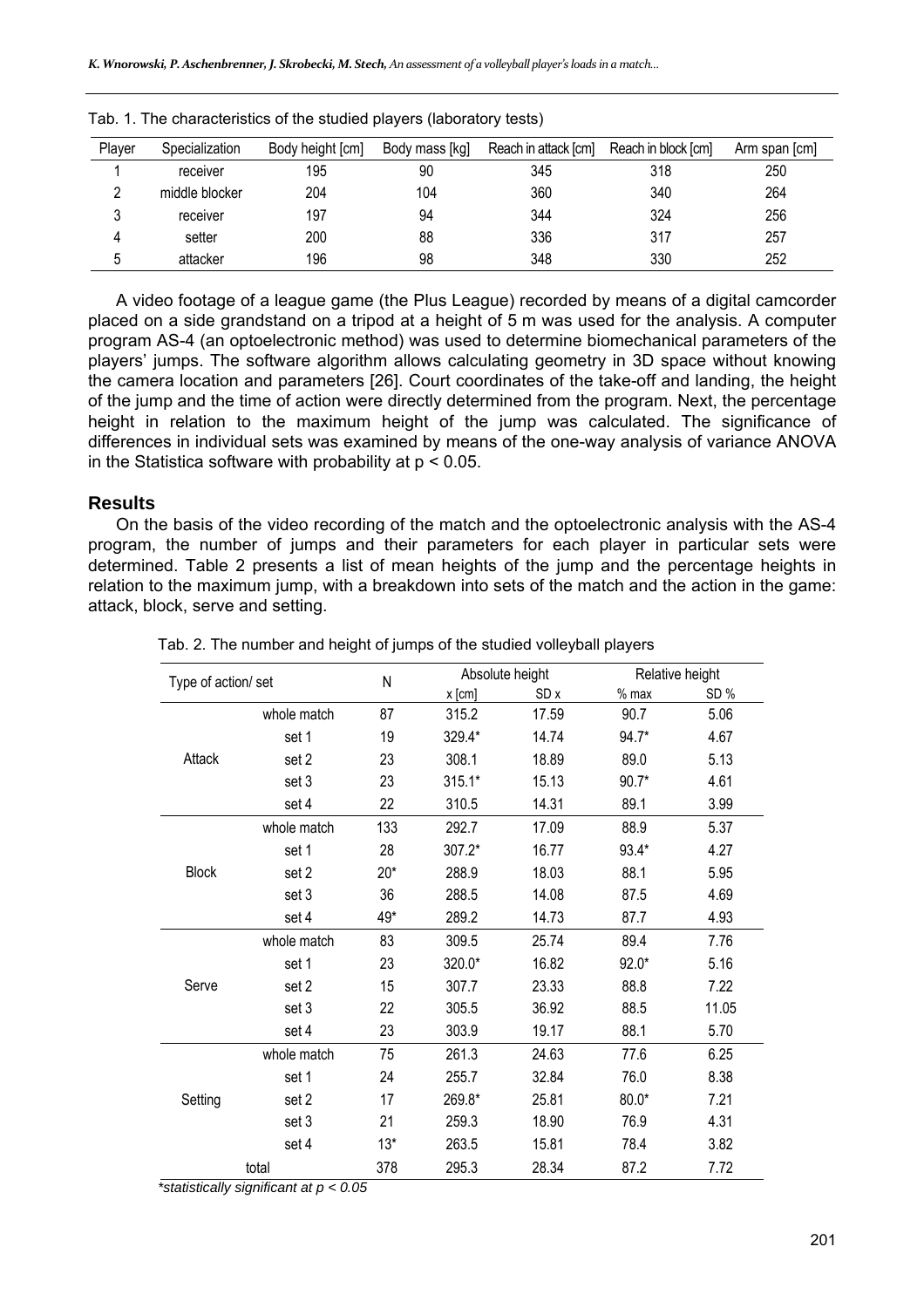Tab. 1. The characteristics of the studied players (laboratory tests)

| Player | Specialization | Body height [cm] | Body mass [kg] | Reach in attack [cm] | Reach in block [cm] | Arm span [cm] |
|---|---|---|---|---|---|---|
| 1 | receiver | 195 | 90 | 345 | 318 | 250 |
| 2 | middle blocker | 204 | 104 | 360 | 340 | 264 |
| 3 | receiver | 197 | 94 | 344 | 324 | 256 |
| 4 | setter | 200 | 88 | 336 | 317 | 257 |
| 5 | attacker | 196 | 98 | 348 | 330 | 252 |

A video footage of a league game (the Plus League) recorded by means of a digital camcorder placed on a side grandstand on a tripod at a height of 5 m was used for the analysis. A computer program AS-4 (an optoelectronic method) was used to determine biomechanical parameters of the players' jumps. The software algorithm allows calculating geometry in 3D space without knowing the camera location and parameters [26]. Court coordinates of the take-off and landing, the height of the jump and the time of action were directly determined from the program. Next, the percentage height in relation to the maximum height of the jump was calculated. The significance of differences in individual sets was examined by means of the one-way analysis of variance ANOVA in the Statistica software with probability at $p < 0.05$.

## Results

On the basis of the video recording of the match and the optoelectronic analysis with the AS-4 program, the number of jumps and their parameters for each player in particular sets were determined. Table 2 presents a list of mean heights of the jump and the percentage heights in relation to the maximum jump, with a breakdown into sets of the match and the action in the game: attack, block, serve and setting.

Tab. 2. The number and height of jumps of the studied volleyball players

| Type of action/ set | | N | Absolute height | | Relative height | |
|---|---|---|---|---|---|---|
| | | | x [cm] | SD x | % max | SD % |
| Attack | whole match | 87 | 315.2 | 17.59 | 90.7 | 5.06 |
| | set 1 | 19 | 329.4* | 14.74 | 94.7* | 4.67 |
| | set 2 | 23 | 308.1 | 18.89 | 89.0 | 5.13 |
| | set 3 | 23 | 315.1* | 15.13 | 90.7* | 4.61 |
| | set 4 | 22 | 310.5 | 14.31 | 89.1 | 3.99 |
| Block | whole match | 133 | 292.7 | 17.09 | 88.9 | 5.37 |
| | set 1 | 28 | 307.2* | 16.77 | 93.4* | 4.27 |
| | set 2 | 20* | 288.9 | 18.03 | 88.1 | 5.95 |
| | set 3 | 36 | 288.5 | 14.08 | 87.5 | 4.69 |
| | set 4 | 49* | 289.2 | 14.73 | 87.7 | 4.93 |
| Serve | whole match | 83 | 309.5 | 25.74 | 89.4 | 7.76 |
| | set 1 | 23 | 320.0* | 16.82 | 92.0* | 5.16 |
| | set 2 | 15 | 307.7 | 23.33 | 88.8 | 7.22 |
| | set 3 | 22 | 305.5 | 36.92 | 88.5 | 11.05 |
| | set 4 | 23 | 303.9 | 19.17 | 88.1 | 5.70 |
| Setting | whole match | 75 | 261.3 | 24.63 | 77.6 | 6.25 |
| | set 1 | 24 | 255.7 | 32.84 | 76.0 | 8.38 |
| | set 2 | 17 | 269.8* | 25.81 | 80.0* | 7.21 |
| | set 3 | 21 | 259.3 | 18.90 | 76.9 | 4.31 |
| | set 4 | 13* | 263.5 | 15.81 | 78.4 | 3.82 |
| total | | 378 | 295.3 | 28.34 | 87.2 | 7.72 |

*statistically significant at $p < 0.05$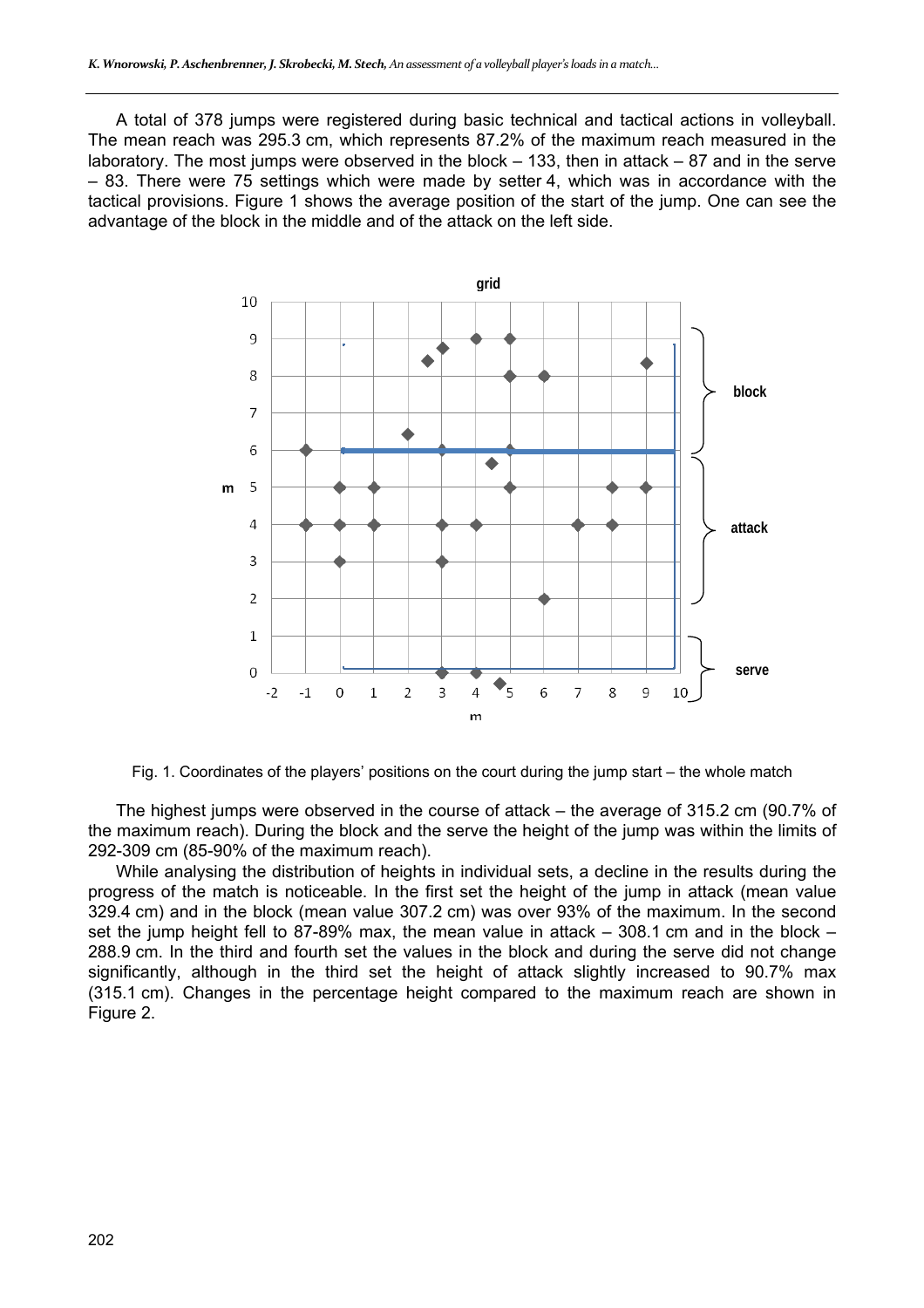A total of 378 jumps were registered during basic technical and tactical actions in volleyball. The mean reach was 295.3 cm, which represents 87.2% of the maximum reach measured in the laboratory. The most jumps were observed in the block – 133, then in attack – 87 and in the serve – 83. There were 75 settings which were made by setter 4, which was in accordance with the tactical provisions. Figure 1 shows the average position of the start of the jump. One can see the advantage of the block in the middle and of the attack on the left side.

Fig. 1. Coordinates of the players' positions on the court during the jump start – the whole match

The highest jumps were observed in the course of attack – the average of 315.2 cm (90.7% of the maximum reach). During the block and the serve the height of the jump was within the limits of 292-309 cm (85-90% of the maximum reach).

While analysing the distribution of heights in individual sets, a decline in the results during the progress of the match is noticeable. In the first set the height of the jump in attack (mean value 329.4 cm) and in the block (mean value 307.2 cm) was over 93% of the maximum. In the second set the jump height fell to 87-89% max, the mean value in attack – 308.1 cm and in the block – 288.9 cm. In the third and fourth set the values in the block and during the serve did not change significantly, although in the third set the height of attack slightly increased to 90.7% max (315.1 cm). Changes in the percentage height compared to the maximum reach are shown in Figure 2.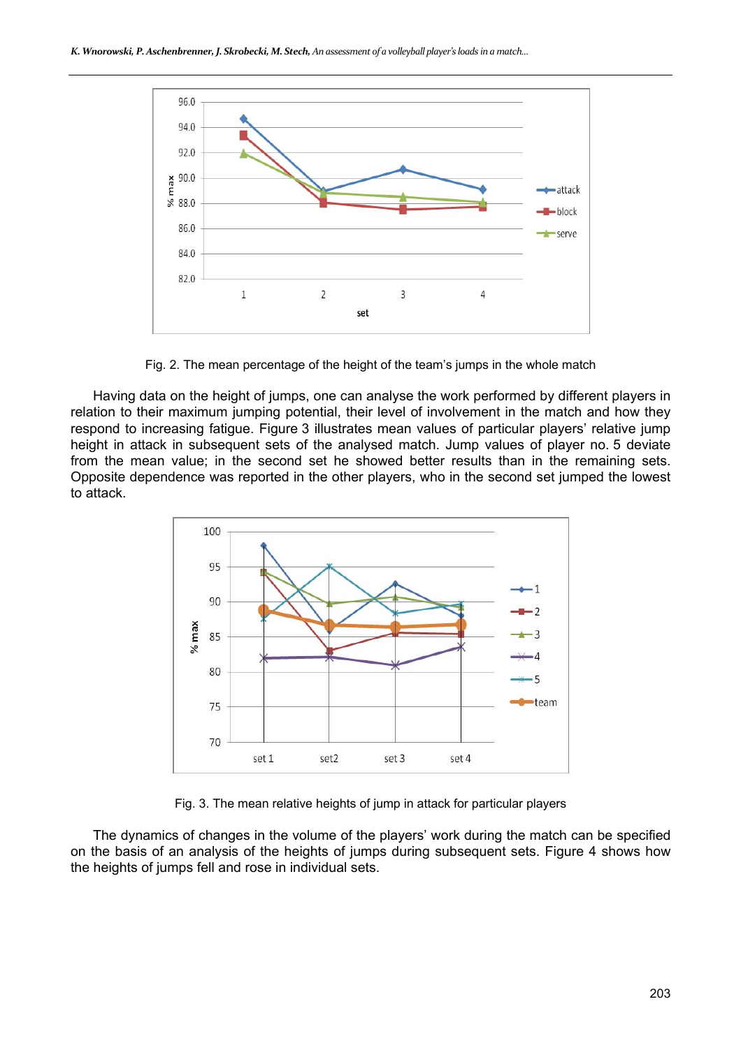Fig. 2. The mean percentage of the height of the team's jumps in the whole match

Having data on the height of jumps, one can analyse the work performed by different players in relation to their maximum jumping potential, their level of involvement in the match and how they respond to increasing fatigue. Figure 3 illustrates mean values of particular players' relative jump height in attack in subsequent sets of the analysed match. Jump values of player no. 5 deviate from the mean value; in the second set he showed better results than in the remaining sets. Opposite dependence was reported in the other players, who in the second set jumped the lowest to attack.

Fig. 3. The mean relative heights of jump in attack for particular players

The dynamics of changes in the volume of the players' work during the match can be specified on the basis of an analysis of the heights of jumps during subsequent sets. Figure 4 shows how the heights of jumps fell and rose in individual sets.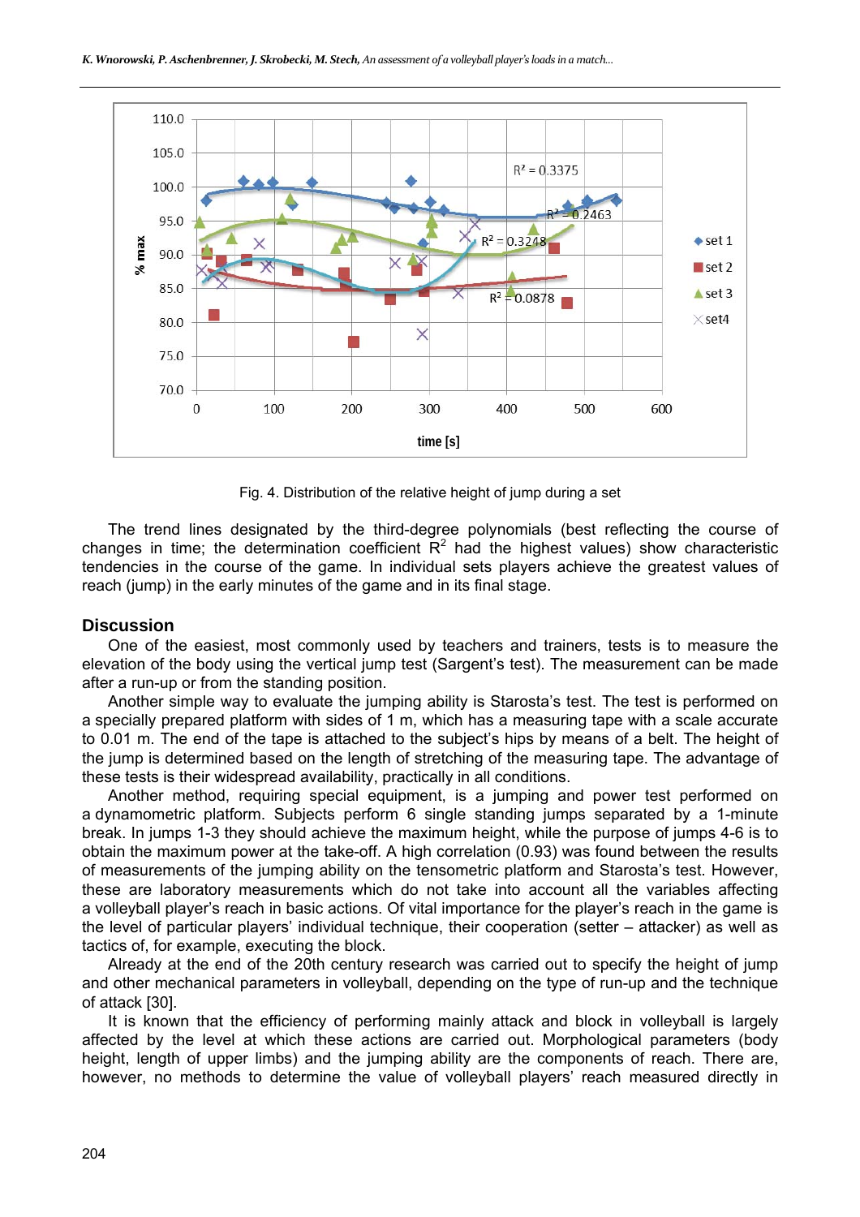Fig. 4. Distribution of the relative height of jump during a set

The trend lines designated by the third-degree polynomials (best reflecting the course of changes in time; the determination coefficient $R^2$ had the highest values) show characteristic tendencies in the course of the game. In individual sets players achieve the greatest values of reach (jump) in the early minutes of the game and in its final stage.

## Discussion

One of the easiest, most commonly used by teachers and trainers, tests is to measure the elevation of the body using the vertical jump test (Sargent's test). The measurement can be made after a run-up or from the standing position.

Another simple way to evaluate the jumping ability is Starosta's test. The test is performed on a specially prepared platform with sides of 1 m, which has a measuring tape with a scale accurate to 0.01 m. The end of the tape is attached to the subject's hips by means of a belt. The height of the jump is determined based on the length of stretching of the measuring tape. The advantage of these tests is their widespread availability, practically in all conditions.

Another method, requiring special equipment, is a jumping and power test performed on a dynamometric platform. Subjects perform 6 single standing jumps separated by a 1-minute break. In jumps 1-3 they should achieve the maximum height, while the purpose of jumps 4-6 is to obtain the maximum power at the take-off. A high correlation (0.93) was found between the results of measurements of the jumping ability on the tensometric platform and Starosta's test. However, these are laboratory measurements which do not take into account all the variables affecting a volleyball player's reach in basic actions. Of vital importance for the player's reach in the game is the level of particular players' individual technique, their cooperation (setter – attacker) as well as tactics of, for example, executing the block.

Already at the end of the 20th century research was carried out to specify the height of jump and other mechanical parameters in volleyball, depending on the type of run-up and the technique of attack [30].

It is known that the efficiency of performing mainly attack and block in volleyball is largely affected by the level at which these actions are carried out. Morphological parameters (body height, length of upper limbs) and the jumping ability are the components of reach. There are, however, no methods to determine the value of volleyball players' reach measured directly in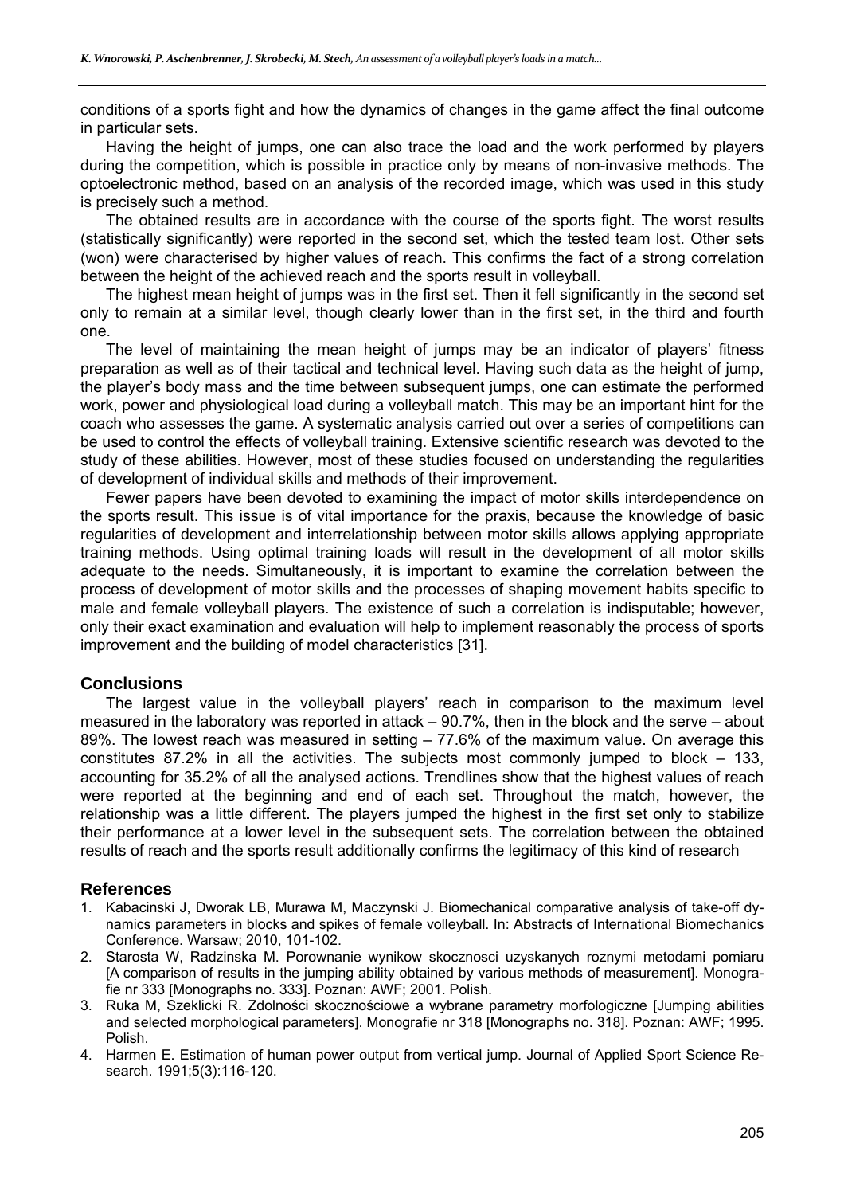conditions of a sports fight and how the dynamics of changes in the game affect the final outcome in particular sets.

Having the height of jumps, one can also trace the load and the work performed by players during the competition, which is possible in practice only by means of non-invasive methods. The optoelectronic method, based on an analysis of the recorded image, which was used in this study is precisely such a method.

The obtained results are in accordance with the course of the sports fight. The worst results (statistically significantly) were reported in the second set, which the tested team lost. Other sets (won) were characterised by higher values of reach. This confirms the fact of a strong correlation between the height of the achieved reach and the sports result in volleyball.

The highest mean height of jumps was in the first set. Then it fell significantly in the second set only to remain at a similar level, though clearly lower than in the first set, in the third and fourth one.

The level of maintaining the mean height of jumps may be an indicator of players' fitness preparation as well as of their tactical and technical level. Having such data as the height of jump, the player's body mass and the time between subsequent jumps, one can estimate the performed work, power and physiological load during a volleyball match. This may be an important hint for the coach who assesses the game. A systematic analysis carried out over a series of competitions can be used to control the effects of volleyball training. Extensive scientific research was devoted to the study of these abilities. However, most of these studies focused on understanding the regularities of development of individual skills and methods of their improvement.

Fewer papers have been devoted to examining the impact of motor skills interdependence on the sports result. This issue is of vital importance for the praxis, because the knowledge of basic regularities of development and interrelationship between motor skills allows applying appropriate training methods. Using optimal training loads will result in the development of all motor skills adequate to the needs. Simultaneously, it is important to examine the correlation between the process of development of motor skills and the processes of shaping movement habits specific to male and female volleyball players. The existence of such a correlation is indisputable; however, only their exact examination and evaluation will help to implement reasonably the process of sports improvement and the building of model characteristics [31].

## Conclusions

The largest value in the volleyball players' reach in comparison to the maximum level measured in the laboratory was reported in attack – 90.7%, then in the block and the serve – about 89%. The lowest reach was measured in setting – 77.6% of the maximum value. On average this constitutes 87.2% in all the activities. The subjects most commonly jumped to block – 133, accounting for 35.2% of all the analysed actions. Trendlines show that the highest values of reach were reported at the beginning and end of each set. Throughout the match, however, the relationship was a little different. The players jumped the highest in the first set only to stabilize their performance at a lower level in the subsequent sets. The correlation between the obtained results of reach and the sports result additionally confirms the legitimacy of this kind of research

## References

1. Kabacinski J, Dworak LB, Murawa M, Maczynski J. Biomechanical comparative analysis of take-off dynamics parameters in blocks and spikes of female volleyball. In: Abstracts of International Biomechanics Conference. Warsaw; 2010, 101-102.
2. Starosta W, Radzinska M. Porownanie wynikow skocznosci uzyskanych roznymi metodami pomiaru [A comparison of results in the jumping ability obtained by various methods of measurement]. Monografie nr 333 [Monographs no. 333]. Poznan: AWF; 2001. Polish.
3. Ruka M, Szeklicki R. Zdolności skocznościowe a wybrane parametry morfologiczne [Jumping abilities and selected morphological parameters]. Monografie nr 318 [Monographs no. 318]. Poznan: AWF; 1995. Polish.
4. Harmen E. Estimation of human power output from vertical jump. Journal of Applied Sport Science Research. 1991;5(3):116-120.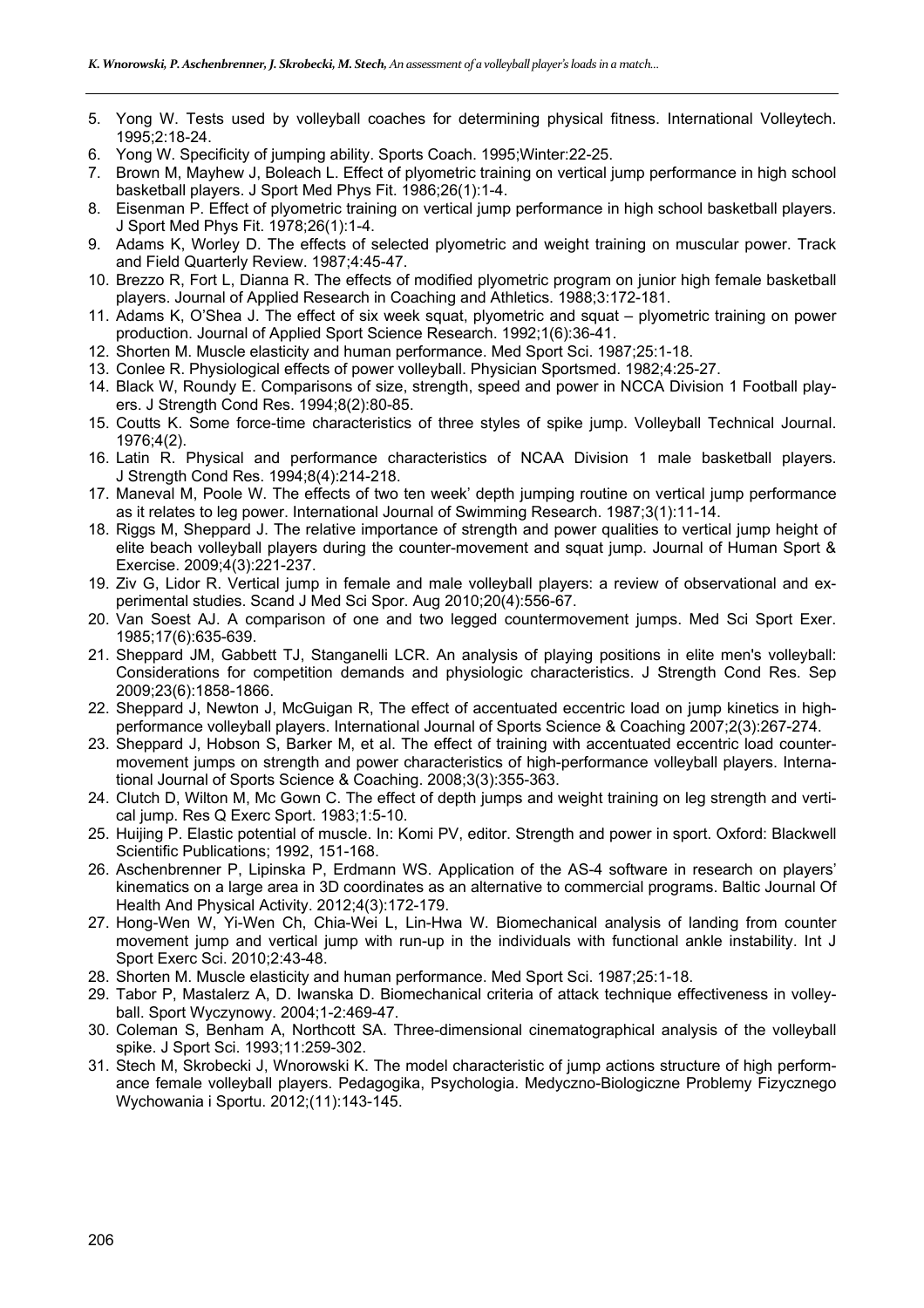5. Yong W. Tests used by volleyball coaches for determining physical fitness. International Volleytech. 1995;2:18-24.
6. Yong W. Specificity of jumping ability. Sports Coach. 1995;Winter:22-25.
7. Brown M, Mayhew J, Boleach L. Effect of plyometric training on vertical jump performance in high school basketball players. J Sport Med Phys Fit. 1986;26(1):1-4.
8. Eisenman P. Effect of plyometric training on vertical jump performance in high school basketball players. J Sport Med Phys Fit. 1978;26(1):1-4.
9. Adams K, Worley D. The effects of selected plyometric and weight training on muscular power. Track and Field Quarterly Review. 1987;4:45-47.
10. Brezzo R, Fort L, Dianna R. The effects of modified plyometric program on junior high female basketball players. Journal of Applied Research in Coaching and Athletics. 1988;3:172-181.
11. Adams K, O'Shea J. The effect of six week squat, plyometric and squat – plyometric training on power production. Journal of Applied Sport Science Research. 1992;1(6):36-41.
12. Shorten M. Muscle elasticity and human performance. Med Sport Sci. 1987;25:1-18.
13. Conlee R. Physiological effects of power volleyball. Physician Sportsmed. 1982;4:25-27.
14. Black W, Roundy E. Comparisons of size, strength, speed and power in NCCA Division 1 Football players. J Strength Cond Res. 1994;8(2):80-85.
15. Coutts K. Some force-time characteristics of three styles of spike jump. Volleyball Technical Journal. 1976;4(2).
16. Latin R. Physical and performance characteristics of NCAA Division 1 male basketball players. J Strength Cond Res. 1994;8(4):214-218.
17. Maneval M, Poole W. The effects of two ten week' depth jumping routine on vertical jump performance as it relates to leg power. International Journal of Swimming Research. 1987;3(1):11-14.
18. Riggs M, Sheppard J. The relative importance of strength and power qualities to vertical jump height of elite beach volleyball players during the counter-movement and squat jump. Journal of Human Sport & Exercise. 2009;4(3):221-237.
19. Ziv G, Lidor R. Vertical jump in female and male volleyball players: a review of observational and experimental studies. Scand J Med Sci Spor. Aug 2010;20(4):556-67.
20. Van Soest AJ. A comparison of one and two legged countermovement jumps. Med Sci Sport Exer. 1985;17(6):635-639.
21. Sheppard JM, Gabbett TJ, Stanganelli LCR. An analysis of playing positions in elite men's volleyball: Considerations for competition demands and physiologic characteristics. J Strength Cond Res. Sep 2009;23(6):1858-1866.
22. Sheppard J, Newton J, McGuigan R, The effect of accentuated eccentric load on jump kinetics in high-performance volleyball players. International Journal of Sports Science & Coaching 2007;2(3):267-274.
23. Sheppard J, Hobson S, Barker M, et al. The effect of training with accentuated eccentric load counter-movement jumps on strength and power characteristics of high-performance volleyball players. International Journal of Sports Science & Coaching. 2008;3(3):355-363.
24. Clutch D, Wilton M, Mc Gown C. The effect of depth jumps and weight training on leg strength and vertical jump. Res Q Exerc Sport. 1983;1:5-10.
25. Huijing P. Elastic potential of muscle. In: Komi PV, editor. Strength and power in sport. Oxford: Blackwell Scientific Publications; 1992, 151-168.
26. Aschenbrenner P, Lipinska P, Erdmann WS. Application of the AS-4 software in research on players' kinematics on a large area in 3D coordinates as an alternative to commercial programs. Baltic Journal Of Health And Physical Activity. 2012;4(3):172-179.
27. Hong-Wen W, Yi-Wen Ch, Chia-Wei L, Lin-Hwa W. Biomechanical analysis of landing from counter movement jump and vertical jump with run-up in the individuals with functional ankle instability. Int J Sport Exerc Sci. 2010;2:43-48.
28. Shorten M. Muscle elasticity and human performance. Med Sport Sci. 1987;25:1-18.
29. Tabor P, Mastalerz A, D. Iwanska D. Biomechanical criteria of attack technique effectiveness in volleyball. Sport Wyczynowy. 2004;1-2:469-47.
30. Coleman S, Benham A, Northcott SA. Three-dimensional cinematographical analysis of the volleyball spike. J Sport Sci. 1993;11:259-302.
31. Stech M, Skrobecki J, Wnorowski K. The model characteristic of jump actions structure of high performance female volleyball players. Pedagogika, Psychologia. Medyczno-Biologiczne Problemy Fizycznego Wychowania i Sportu. 2012;(11):143-145.